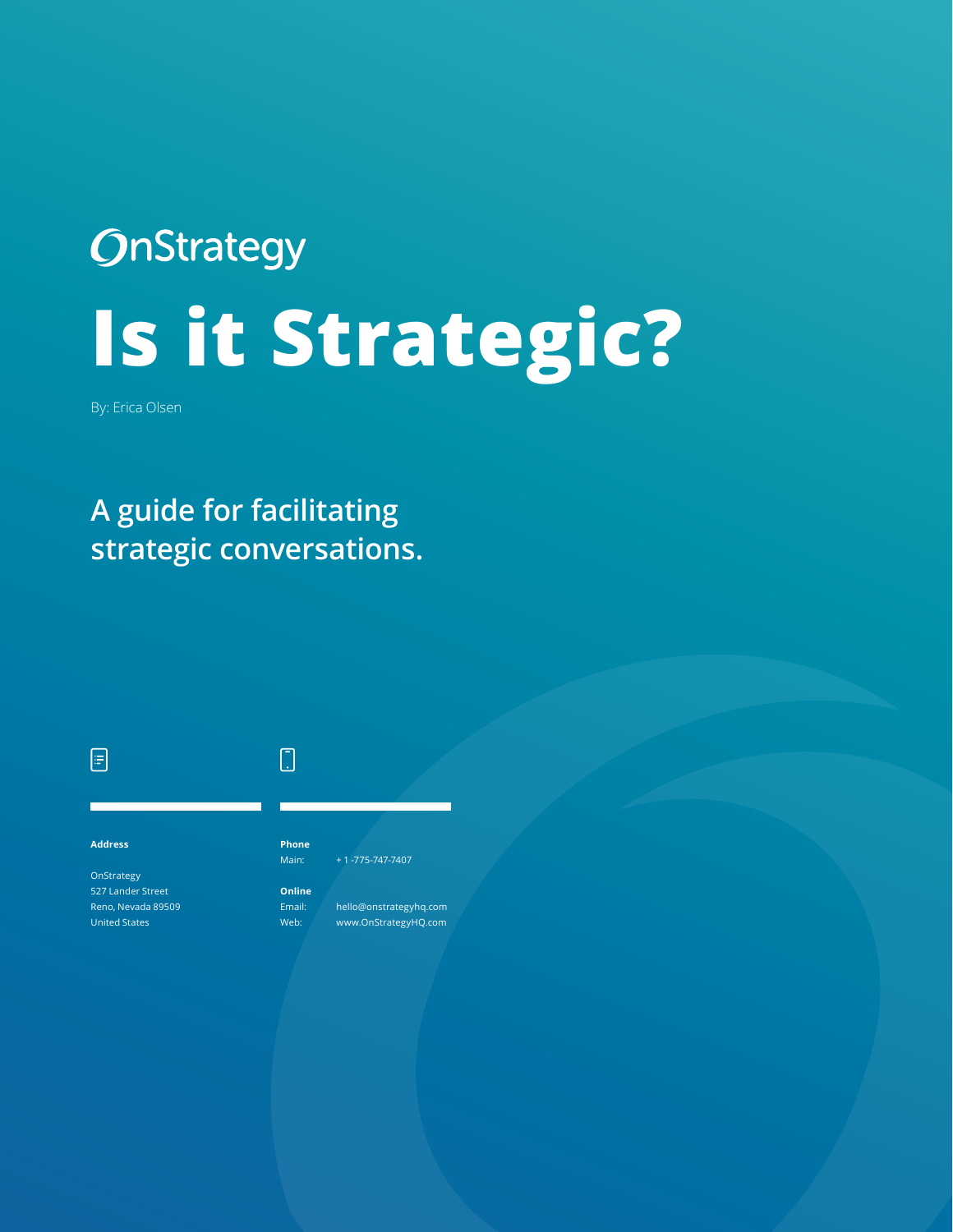OnStrategy

# Is it Strategic?

By: Erica Olsen

## A guide for facilitating strategic conversations.

**Address**

OnStrategy
527 Lander Street
Reno, Nevada 89509
United States

**Phone**

Main: + 1 -775-747-7407

**Online**

Email: hello@onstrategyhq.com
Web: www.OnStrategyHQ.com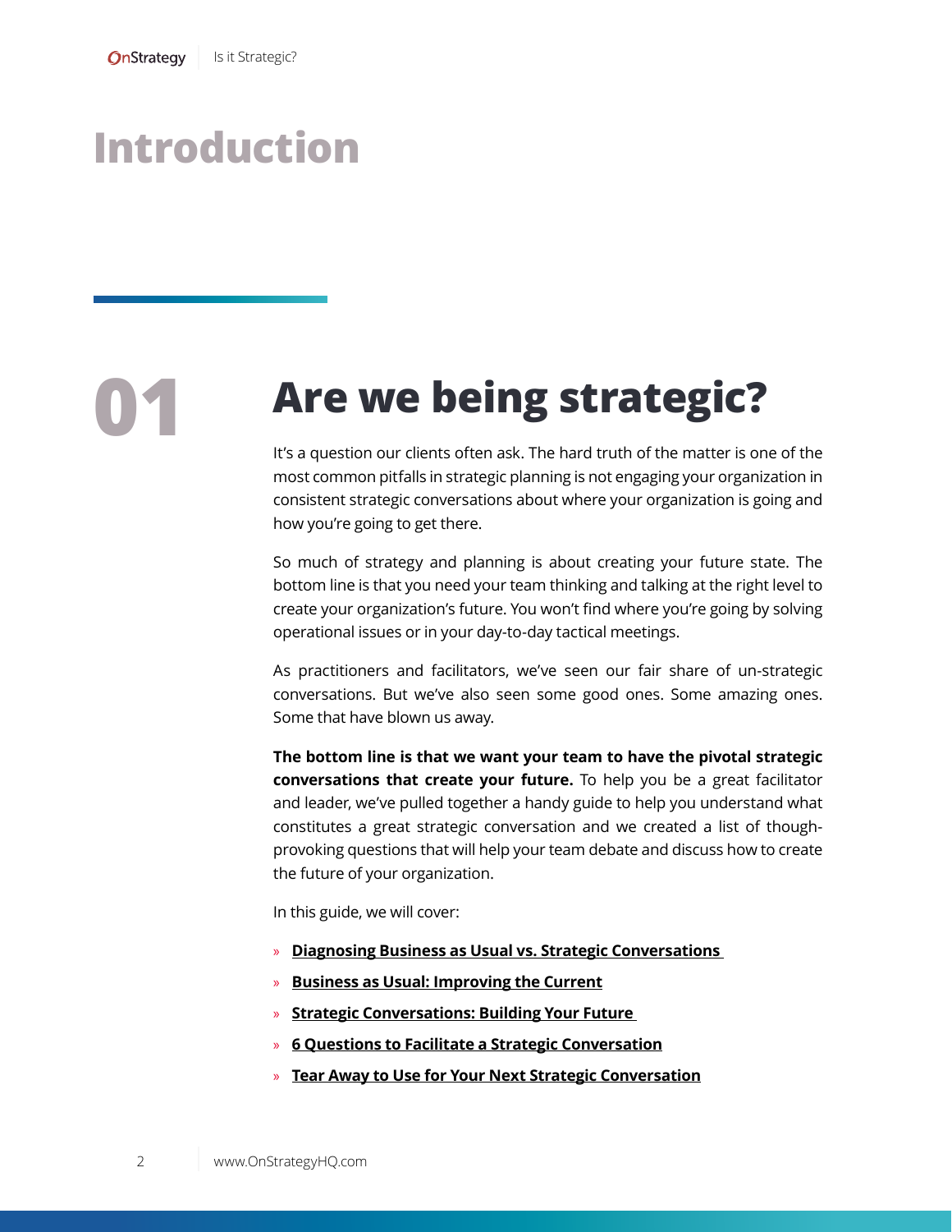# Introduction

## 01 Are we being strategic?

It's a question our clients often ask. The hard truth of the matter is one of the most common pitfalls in strategic planning is not engaging your organization in consistent strategic conversations about where your organization is going and how you're going to get there.

So much of strategy and planning is about creating your future state. The bottom line is that you need your team thinking and talking at the right level to create your organization's future. You won't find where you're going by solving operational issues or in your day-to-day tactical meetings.

As practitioners and facilitators, we've seen our fair share of un-strategic conversations. But we've also seen some good ones. Some amazing ones. Some that have blown us away.

**The bottom line is that we want your team to have the pivotal strategic conversations that create your future.** To help you be a great facilitator and leader, we've pulled together a handy guide to help you understand what constitutes a great strategic conversation and we created a list of though-provoking questions that will help your team debate and discuss how to create the future of your organization.

In this guide, we will cover:

- **Diagnosing Business as Usual vs. Strategic Conversations**
- **Business as Usual: Improving the Current**
- **Strategic Conversations: Building Your Future**
- **6 Questions to Facilitate a Strategic Conversation**
- **Tear Away to Use for Your Next Strategic Conversation**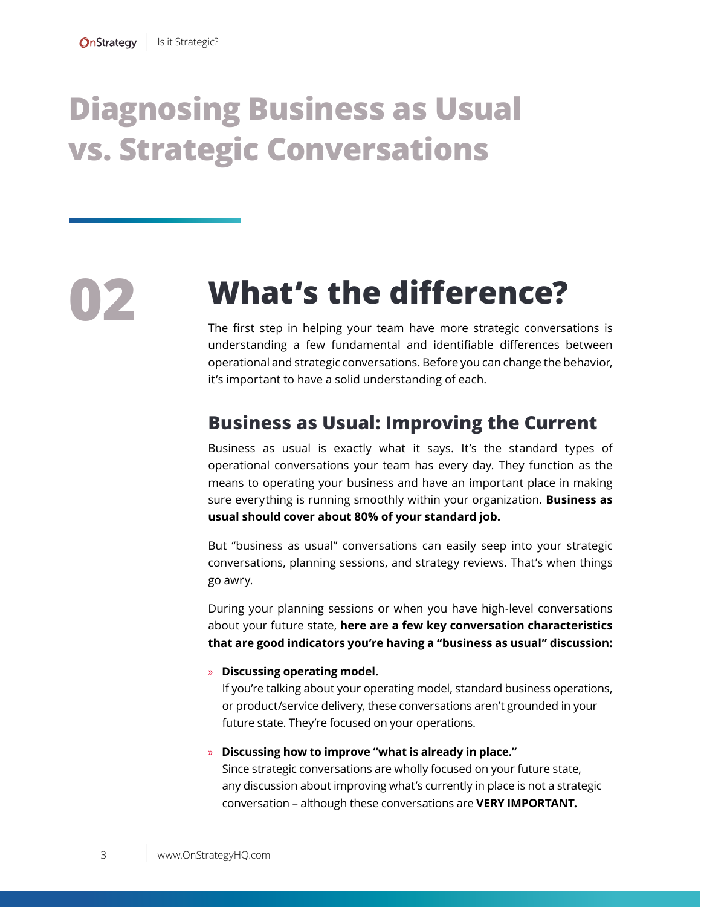# Diagnosing Business as Usual vs. Strategic Conversations

## 02 What's the difference?

The first step in helping your team have more strategic conversations is understanding a few fundamental and identifiable differences between operational and strategic conversations. Before you can change the behavior, it's important to have a solid understanding of each.

### Business as Usual: Improving the Current

Business as usual is exactly what it says. It's the standard types of operational conversations your team has every day. They function as the means to operating your business and have an important place in making sure everything is running smoothly within your organization. **Business as usual should cover about 80% of your standard job.**

But "business as usual" conversations can easily seep into your strategic conversations, planning sessions, and strategy reviews. That's when things go awry.

During your planning sessions or when you have high-level conversations about your future state, **here are a few key conversation characteristics that are good indicators you're having a "business as usual" discussion:**

- **Discussing operating model.**
  If you're talking about your operating model, standard business operations, or product/service delivery, these conversations aren't grounded in your future state. They're focused on your operations.

- **Discussing how to improve "what is already in place."**
  Since strategic conversations are wholly focused on your future state, any discussion about improving what's currently in place is not a strategic conversation – although these conversations are **VERY IMPORTANT.**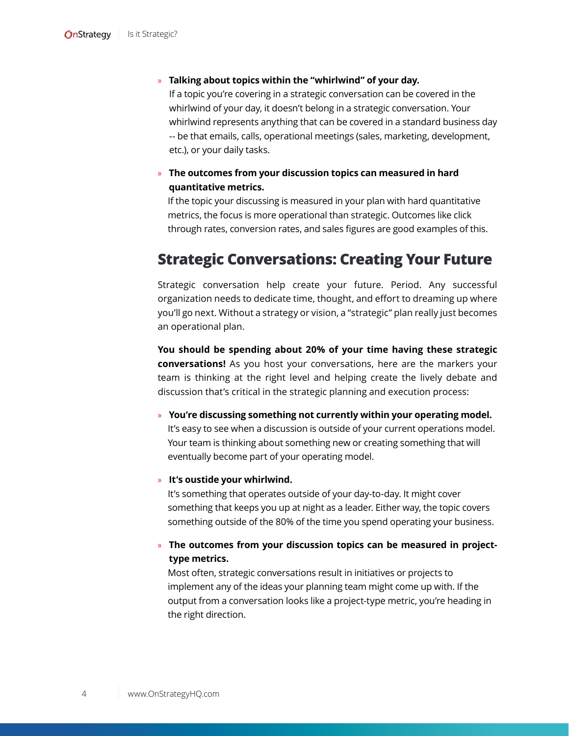- **Talking about topics within the "whirlwind" of your day.**
  If a topic you're covering in a strategic conversation can be covered in the whirlwind of your day, it doesn't belong in a strategic conversation. Your whirlwind represents anything that can be covered in a standard business day -- be that emails, calls, operational meetings (sales, marketing, development, etc.), or your daily tasks.

- **The outcomes from your discussion topics can measured in hard quantitative metrics.**
  If the topic your discussing is measured in your plan with hard quantitative metrics, the focus is more operational than strategic. Outcomes like click through rates, conversion rates, and sales figures are good examples of this.

## Strategic Conversations: Creating Your Future

Strategic conversation help create your future. Period. Any successful organization needs to dedicate time, thought, and effort to dreaming up where you'll go next. Without a strategy or vision, a "strategic" plan really just becomes an operational plan.

**You should be spending about 20% of your time having these strategic conversations!** As you host your conversations, here are the markers your team is thinking at the right level and helping create the lively debate and discussion that's critical in the strategic planning and execution process:

- **You're discussing something not currently within your operating model.**
  It's easy to see when a discussion is outside of your current operations model. Your team is thinking about something new or creating something that will eventually become part of your operating model.

- **It's oustide your whirlwind.**
  It's something that operates outside of your day-to-day. It might cover something that keeps you up at night as a leader. Either way, the topic covers something outside of the 80% of the time you spend operating your business.

- **The outcomes from your discussion topics can be measured in project-type metrics.**
  Most often, strategic conversations result in initiatives or projects to implement any of the ideas your planning team might come up with. If the output from a conversation looks like a project-type metric, you're heading in the right direction.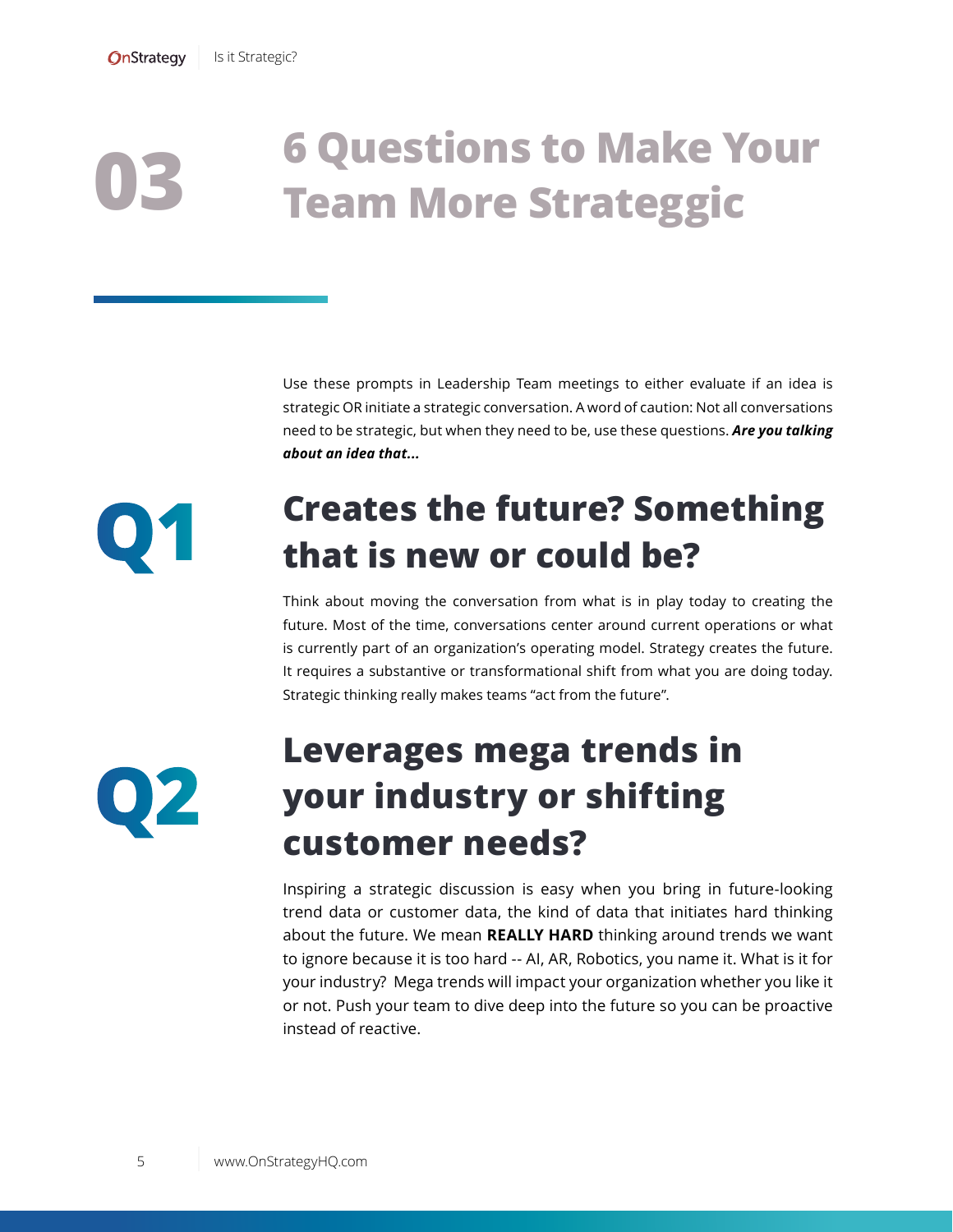# 03 6 Questions to Make Your Team More Strateggic

Use these prompts in Leadership Team meetings to either evaluate if an idea is strategic OR initiate a strategic conversation. A word of caution: Not all conversations need to be strategic, but when they need to be, use these questions. ***Are you talking about an idea that...***

## Q1 Creates the future? Something that is new or could be?

Think about moving the conversation from what is in play today to creating the future. Most of the time, conversations center around current operations or what is currently part of an organization's operating model. Strategy creates the future. It requires a substantive or transformational shift from what you are doing today. Strategic thinking really makes teams "act from the future".

## Q2 Leverages mega trends in your industry or shifting customer needs?

Inspiring a strategic discussion is easy when you bring in future-looking trend data or customer data, the kind of data that initiates hard thinking about the future. We mean **REALLY HARD** thinking around trends we want to ignore because it is too hard -- AI, AR, Robotics, you name it. What is it for your industry? Mega trends will impact your organization whether you like it or not. Push your team to dive deep into the future so you can be proactive instead of reactive.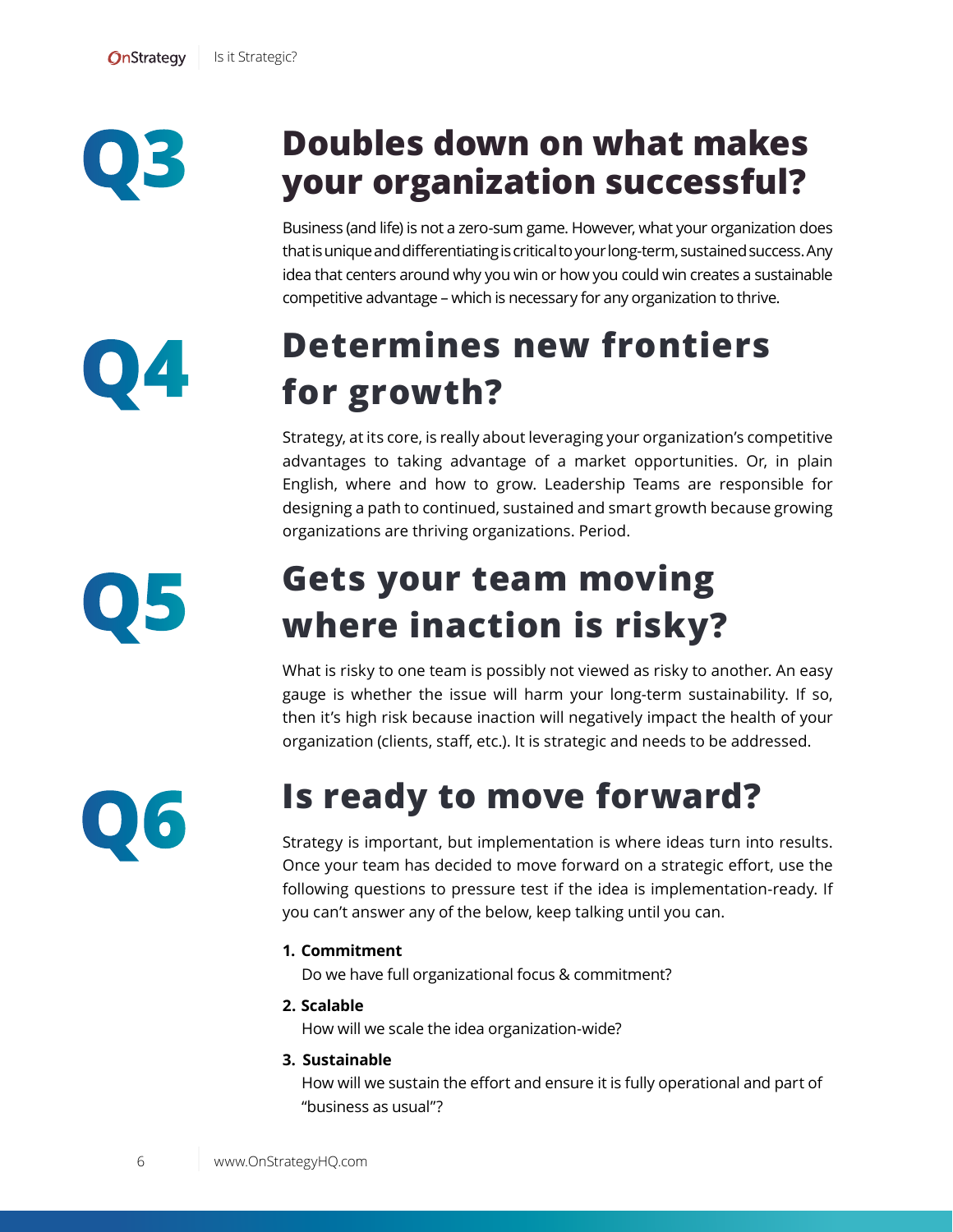## Q3 Doubles down on what makes your organization successful?

Business (and life) is not a zero-sum game. However, what your organization does that is unique and differentiating is critical to your long-term, sustained success. Any idea that centers around why you win or how you could win creates a sustainable competitive advantage – which is necessary for any organization to thrive.

## Q4 Determines new frontiers for growth?

Strategy, at its core, is really about leveraging your organization's competitive advantages to taking advantage of a market opportunities. Or, in plain English, where and how to grow. Leadership Teams are responsible for designing a path to continued, sustained and smart growth because growing organizations are thriving organizations. Period.

## Q5 Gets your team moving where inaction is risky?

What is risky to one team is possibly not viewed as risky to another. An easy gauge is whether the issue will harm your long-term sustainability. If so, then it's high risk because inaction will negatively impact the health of your organization (clients, staff, etc.). It is strategic and needs to be addressed.

## Q6 Is ready to move forward?

Strategy is important, but implementation is where ideas turn into results. Once your team has decided to move forward on a strategic effort, use the following questions to pressure test if the idea is implementation-ready. If you can't answer any of the below, keep talking until you can.

1. **Commitment**
   Do we have full organizational focus & commitment?
2. **Scalable**
   How will we scale the idea organization-wide?
3. **Sustainable**
   How will we sustain the effort and ensure it is fully operational and part of "business as usual"?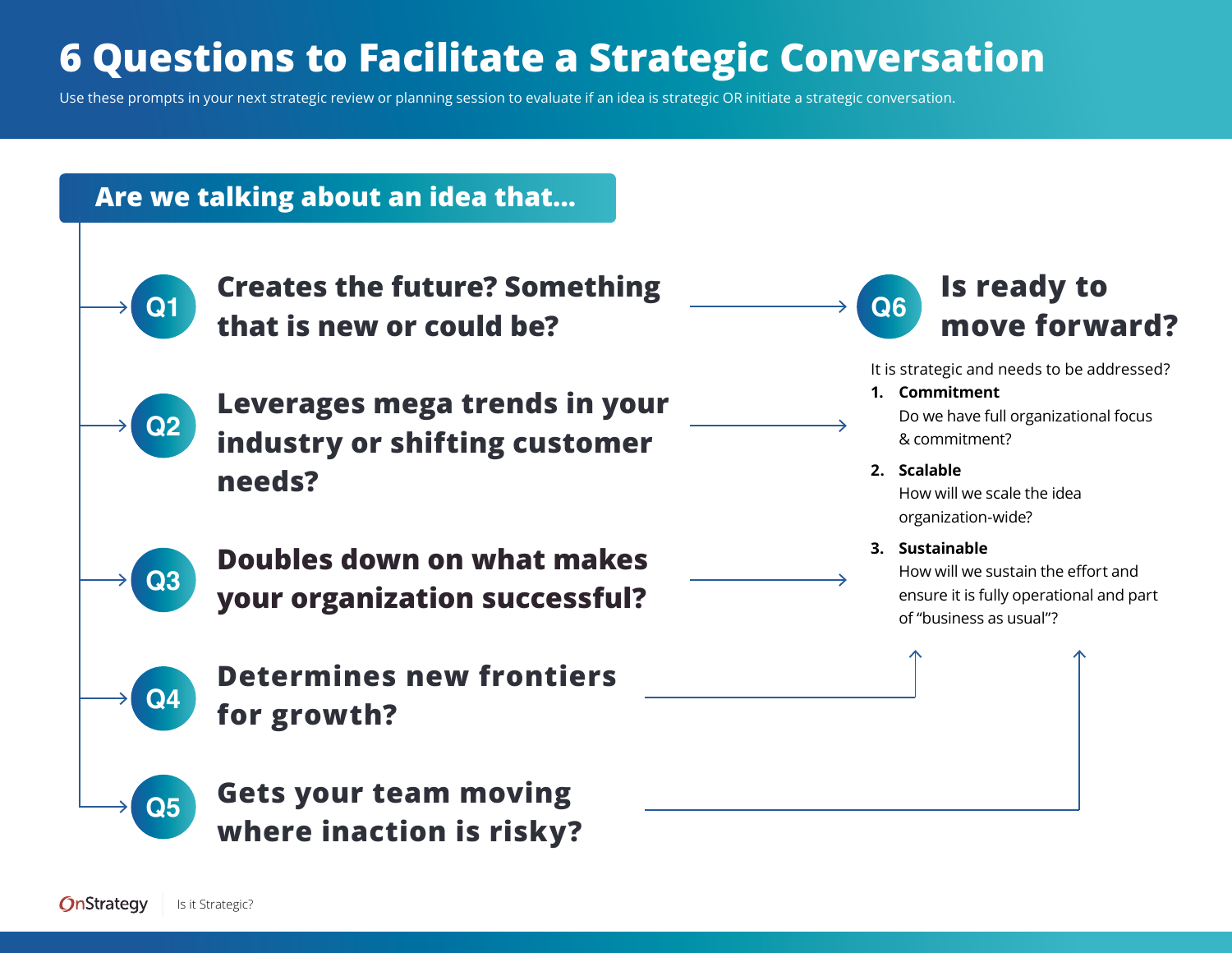# 6 Questions to Facilitate a Strategic Conversation

Use these prompts in your next strategic review or planning session to evaluate if an idea is strategic OR initiate a strategic conversation.

## Are we talking about an idea that...

**Q1** Creates the future? Something that is new or could be?

**Q2** Leverages mega trends in your industry or shifting customer needs?

**Q3** Doubles down on what makes your organization successful?

**Q4** Determines new frontiers for growth?

**Q5** Gets your team moving where inaction is risky?

**Q6** Is ready to move forward?

It is strategic and needs to be addressed?

1. **Commitment**
   Do we have full organizational focus & commitment?
2. **Scalable**
   How will we scale the idea organization-wide?
3. **Sustainable**
   How will we sustain the effort and ensure it is fully operational and part of "business as usual"?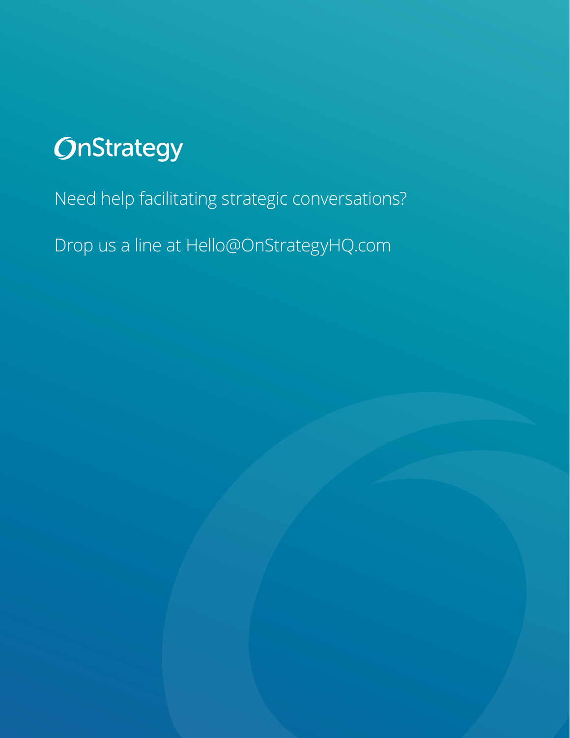OnStrategy

Need help facilitating strategic conversations?

Drop us a line at Hello@OnStrategyHQ.com